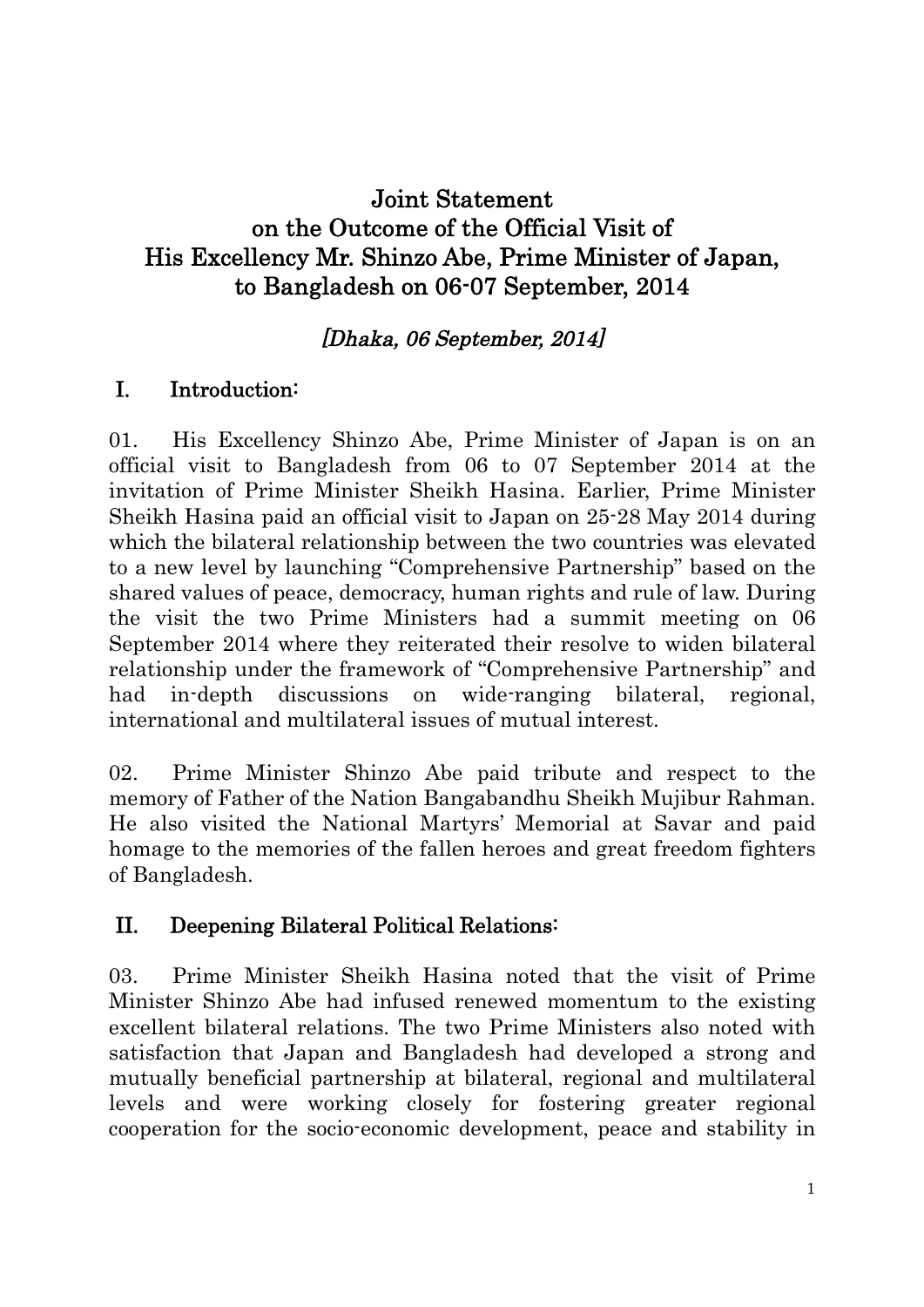# Joint Statement
# on the Outcome of the Official Visit of
# His Excellency Mr. Shinzo Abe, Prime Minister of Japan,
# to Bangladesh on 06-07 September, 2014

*[Dhaka, 06 September, 2014]*

## I. Introduction:

01. His Excellency Shinzo Abe, Prime Minister of Japan is on an official visit to Bangladesh from 06 to 07 September 2014 at the invitation of Prime Minister Sheikh Hasina. Earlier, Prime Minister Sheikh Hasina paid an official visit to Japan on 25-28 May 2014 during which the bilateral relationship between the two countries was elevated to a new level by launching "Comprehensive Partnership" based on the shared values of peace, democracy, human rights and rule of law. During the visit the two Prime Ministers had a summit meeting on 06 September 2014 where they reiterated their resolve to widen bilateral relationship under the framework of "Comprehensive Partnership" and had in-depth discussions on wide-ranging bilateral, regional, international and multilateral issues of mutual interest.

02. Prime Minister Shinzo Abe paid tribute and respect to the memory of Father of the Nation Bangabandhu Sheikh Mujibur Rahman. He also visited the National Martyrs' Memorial at Savar and paid homage to the memories of the fallen heroes and great freedom fighters of Bangladesh.

## II. Deepening Bilateral Political Relations:

03. Prime Minister Sheikh Hasina noted that the visit of Prime Minister Shinzo Abe had infused renewed momentum to the existing excellent bilateral relations. The two Prime Ministers also noted with satisfaction that Japan and Bangladesh had developed a strong and mutually beneficial partnership at bilateral, regional and multilateral levels and were working closely for fostering greater regional cooperation for the socio-economic development, peace and stability in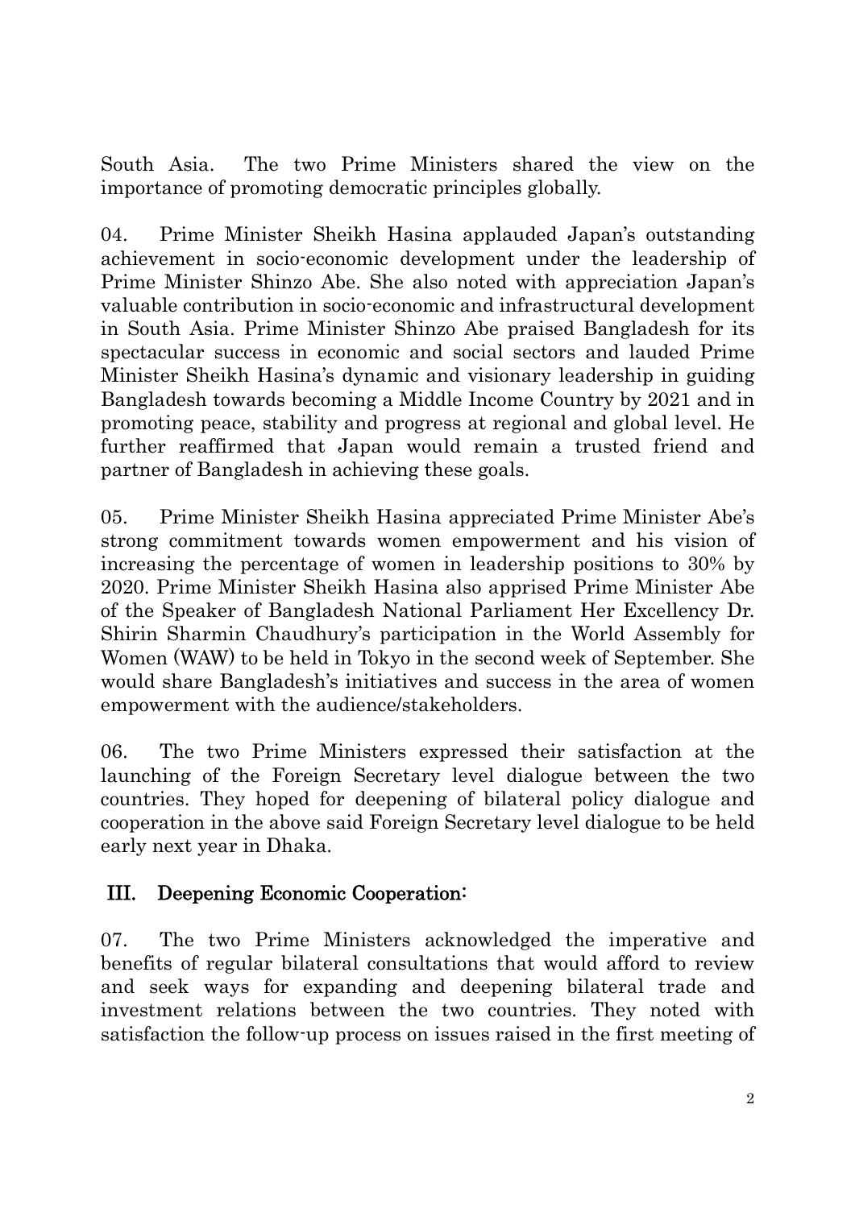South Asia. The two Prime Ministers shared the view on the importance of promoting democratic principles globally.

04. Prime Minister Sheikh Hasina applauded Japan's outstanding achievement in socio-economic development under the leadership of Prime Minister Shinzo Abe. She also noted with appreciation Japan's valuable contribution in socio-economic and infrastructural development in South Asia. Prime Minister Shinzo Abe praised Bangladesh for its spectacular success in economic and social sectors and lauded Prime Minister Sheikh Hasina's dynamic and visionary leadership in guiding Bangladesh towards becoming a Middle Income Country by 2021 and in promoting peace, stability and progress at regional and global level. He further reaffirmed that Japan would remain a trusted friend and partner of Bangladesh in achieving these goals.

05. Prime Minister Sheikh Hasina appreciated Prime Minister Abe's strong commitment towards women empowerment and his vision of increasing the percentage of women in leadership positions to 30% by 2020. Prime Minister Sheikh Hasina also apprised Prime Minister Abe of the Speaker of Bangladesh National Parliament Her Excellency Dr. Shirin Sharmin Chaudhury's participation in the World Assembly for Women (WAW) to be held in Tokyo in the second week of September. She would share Bangladesh's initiatives and success in the area of women empowerment with the audience/stakeholders.

06. The two Prime Ministers expressed their satisfaction at the launching of the Foreign Secretary level dialogue between the two countries. They hoped for deepening of bilateral policy dialogue and cooperation in the above said Foreign Secretary level dialogue to be held early next year in Dhaka.

## III. Deepening Economic Cooperation:

07. The two Prime Ministers acknowledged the imperative and benefits of regular bilateral consultations that would afford to review and seek ways for expanding and deepening bilateral trade and investment relations between the two countries. They noted with satisfaction the follow-up process on issues raised in the first meeting of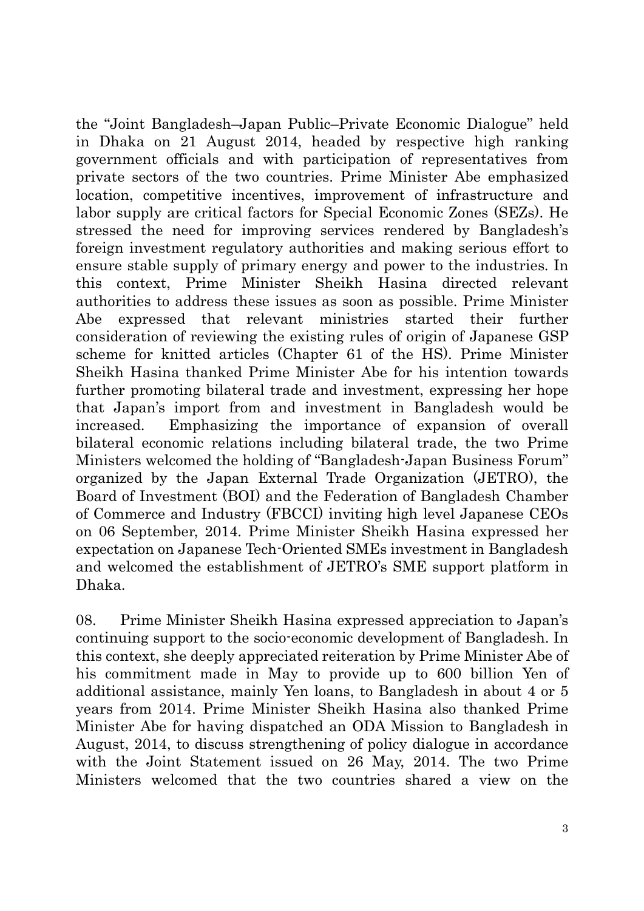the "Joint Bangladesh–Japan Public–Private Economic Dialogue" held in Dhaka on 21 August 2014, headed by respective high ranking government officials and with participation of representatives from private sectors of the two countries. Prime Minister Abe emphasized location, competitive incentives, improvement of infrastructure and labor supply are critical factors for Special Economic Zones (SEZs). He stressed the need for improving services rendered by Bangladesh's foreign investment regulatory authorities and making serious effort to ensure stable supply of primary energy and power to the industries. In this context, Prime Minister Sheikh Hasina directed relevant authorities to address these issues as soon as possible. Prime Minister Abe expressed that relevant ministries started their further consideration of reviewing the existing rules of origin of Japanese GSP scheme for knitted articles (Chapter 61 of the HS). Prime Minister Sheikh Hasina thanked Prime Minister Abe for his intention towards further promoting bilateral trade and investment, expressing her hope that Japan's import from and investment in Bangladesh would be increased. Emphasizing the importance of expansion of overall bilateral economic relations including bilateral trade, the two Prime Ministers welcomed the holding of "Bangladesh-Japan Business Forum" organized by the Japan External Trade Organization (JETRO), the Board of Investment (BOI) and the Federation of Bangladesh Chamber of Commerce and Industry (FBCCI) inviting high level Japanese CEOs on 06 September, 2014. Prime Minister Sheikh Hasina expressed her expectation on Japanese Tech-Oriented SMEs investment in Bangladesh and welcomed the establishment of JETRO's SME support platform in Dhaka.

08. Prime Minister Sheikh Hasina expressed appreciation to Japan's continuing support to the socio-economic development of Bangladesh. In this context, she deeply appreciated reiteration by Prime Minister Abe of his commitment made in May to provide up to 600 billion Yen of additional assistance, mainly Yen loans, to Bangladesh in about 4 or 5 years from 2014. Prime Minister Sheikh Hasina also thanked Prime Minister Abe for having dispatched an ODA Mission to Bangladesh in August, 2014, to discuss strengthening of policy dialogue in accordance with the Joint Statement issued on 26 May, 2014. The two Prime Ministers welcomed that the two countries shared a view on the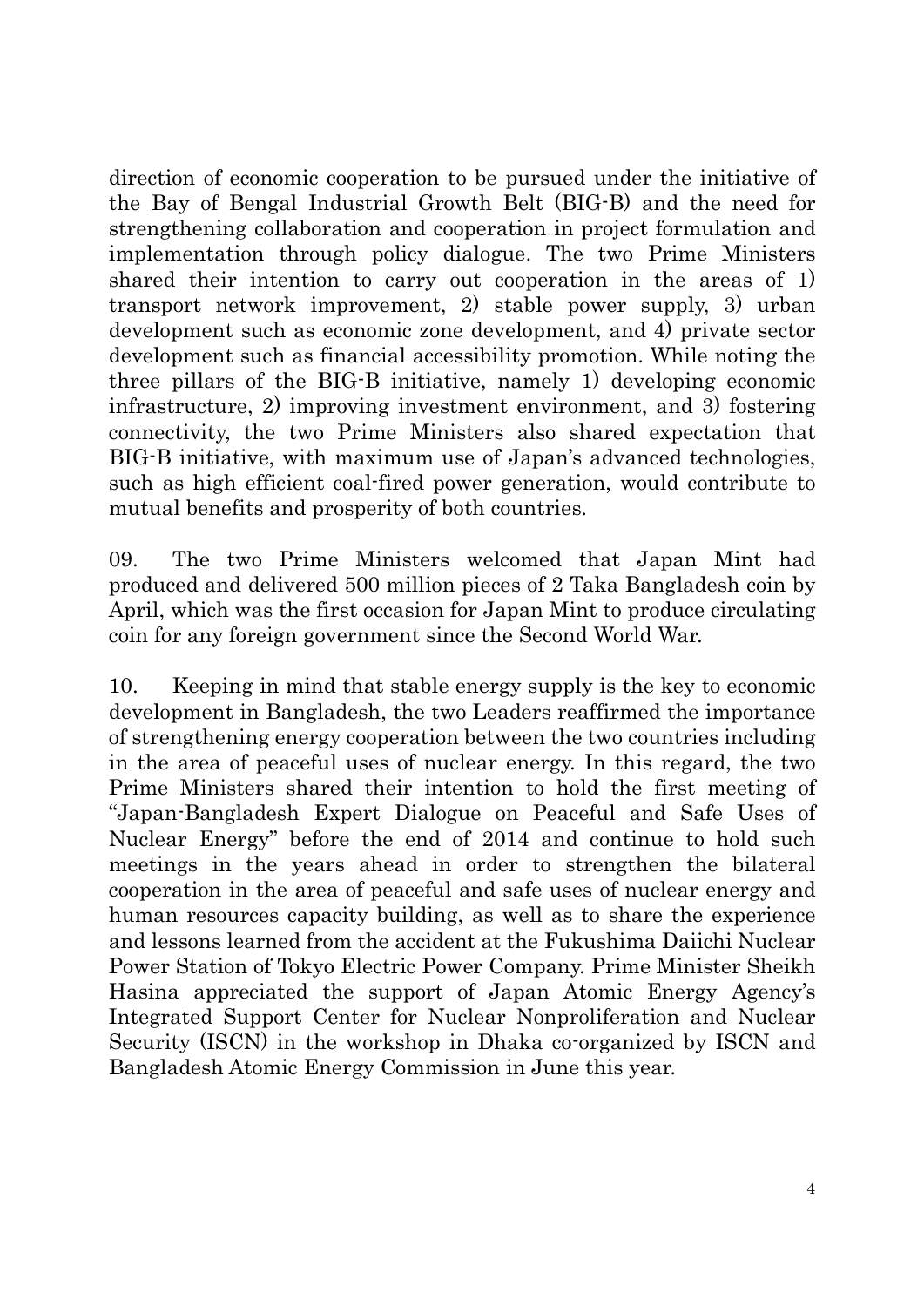direction of economic cooperation to be pursued under the initiative of the Bay of Bengal Industrial Growth Belt (BIG-B) and the need for strengthening collaboration and cooperation in project formulation and implementation through policy dialogue. The two Prime Ministers shared their intention to carry out cooperation in the areas of 1) transport network improvement, 2) stable power supply, 3) urban development such as economic zone development, and 4) private sector development such as financial accessibility promotion. While noting the three pillars of the BIG-B initiative, namely 1) developing economic infrastructure, 2) improving investment environment, and 3) fostering connectivity, the two Prime Ministers also shared expectation that BIG-B initiative, with maximum use of Japan's advanced technologies, such as high efficient coal-fired power generation, would contribute to mutual benefits and prosperity of both countries.

09. The two Prime Ministers welcomed that Japan Mint had produced and delivered 500 million pieces of 2 Taka Bangladesh coin by April, which was the first occasion for Japan Mint to produce circulating coin for any foreign government since the Second World War.

10. Keeping in mind that stable energy supply is the key to economic development in Bangladesh, the two Leaders reaffirmed the importance of strengthening energy cooperation between the two countries including in the area of peaceful uses of nuclear energy. In this regard, the two Prime Ministers shared their intention to hold the first meeting of "Japan-Bangladesh Expert Dialogue on Peaceful and Safe Uses of Nuclear Energy" before the end of 2014 and continue to hold such meetings in the years ahead in order to strengthen the bilateral cooperation in the area of peaceful and safe uses of nuclear energy and human resources capacity building, as well as to share the experience and lessons learned from the accident at the Fukushima Daiichi Nuclear Power Station of Tokyo Electric Power Company. Prime Minister Sheikh Hasina appreciated the support of Japan Atomic Energy Agency's Integrated Support Center for Nuclear Nonproliferation and Nuclear Security (ISCN) in the workshop in Dhaka co-organized by ISCN and Bangladesh Atomic Energy Commission in June this year.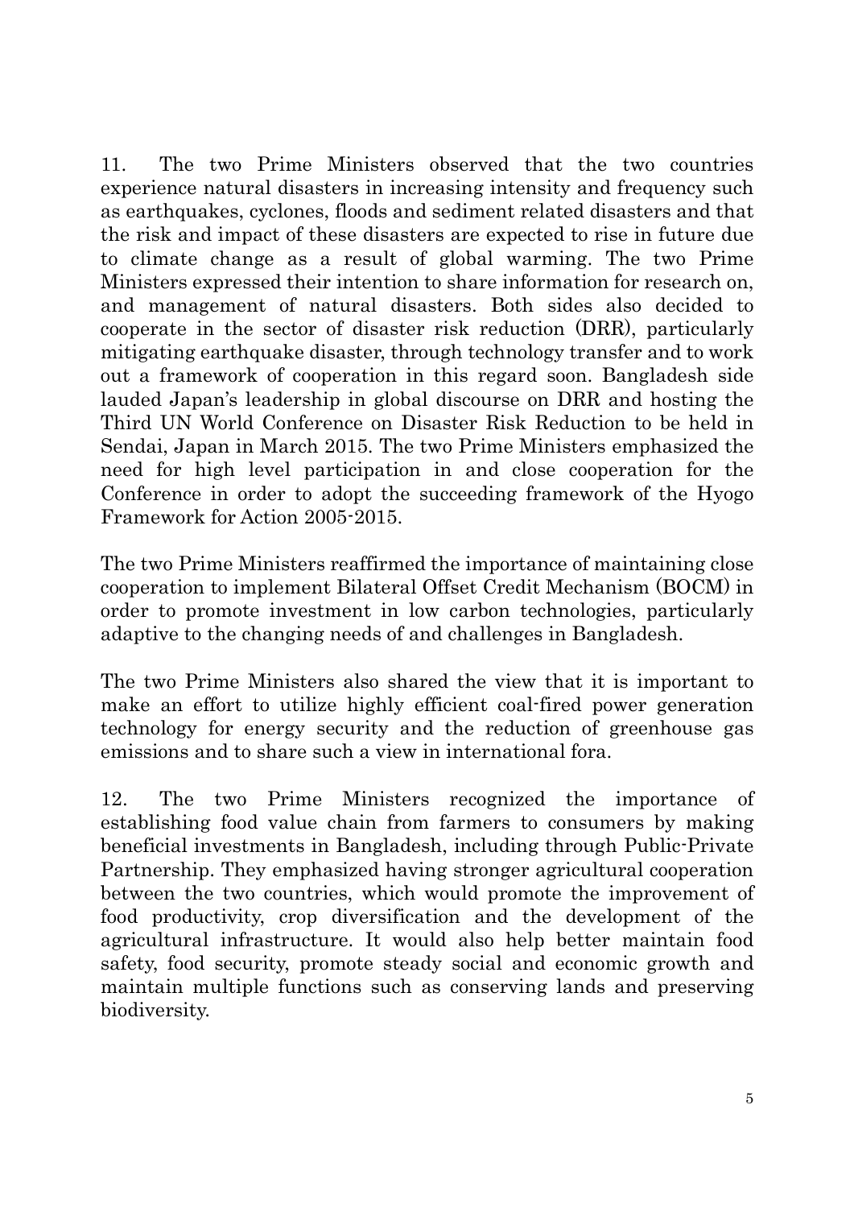11. The two Prime Ministers observed that the two countries experience natural disasters in increasing intensity and frequency such as earthquakes, cyclones, floods and sediment related disasters and that the risk and impact of these disasters are expected to rise in future due to climate change as a result of global warming. The two Prime Ministers expressed their intention to share information for research on, and management of natural disasters. Both sides also decided to cooperate in the sector of disaster risk reduction (DRR), particularly mitigating earthquake disaster, through technology transfer and to work out a framework of cooperation in this regard soon. Bangladesh side lauded Japan's leadership in global discourse on DRR and hosting the Third UN World Conference on Disaster Risk Reduction to be held in Sendai, Japan in March 2015. The two Prime Ministers emphasized the need for high level participation in and close cooperation for the Conference in order to adopt the succeeding framework of the Hyogo Framework for Action 2005-2015.

The two Prime Ministers reaffirmed the importance of maintaining close cooperation to implement Bilateral Offset Credit Mechanism (BOCM) in order to promote investment in low carbon technologies, particularly adaptive to the changing needs of and challenges in Bangladesh.

The two Prime Ministers also shared the view that it is important to make an effort to utilize highly efficient coal-fired power generation technology for energy security and the reduction of greenhouse gas emissions and to share such a view in international fora.

12. The two Prime Ministers recognized the importance of establishing food value chain from farmers to consumers by making beneficial investments in Bangladesh, including through Public-Private Partnership. They emphasized having stronger agricultural cooperation between the two countries, which would promote the improvement of food productivity, crop diversification and the development of the agricultural infrastructure. It would also help better maintain food safety, food security, promote steady social and economic growth and maintain multiple functions such as conserving lands and preserving biodiversity.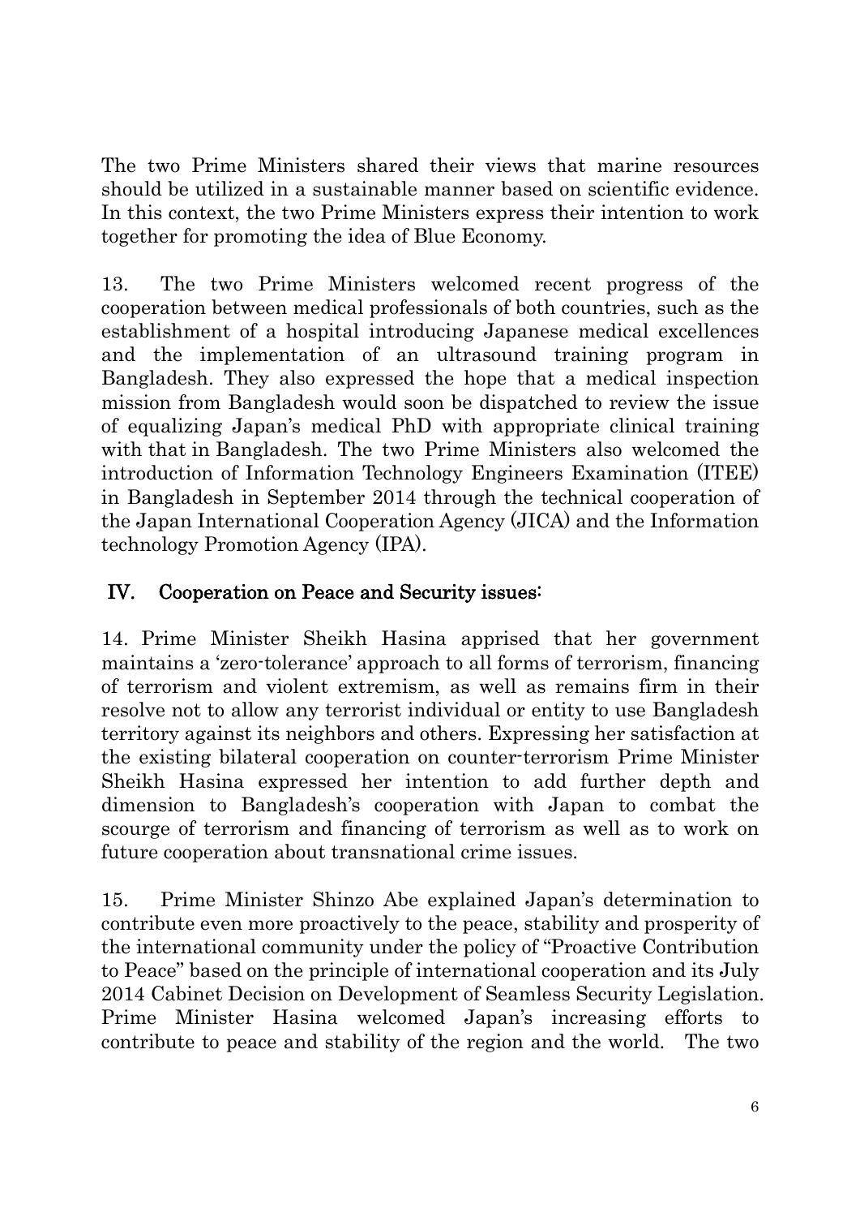The two Prime Ministers shared their views that marine resources should be utilized in a sustainable manner based on scientific evidence. In this context, the two Prime Ministers express their intention to work together for promoting the idea of Blue Economy.

13. The two Prime Ministers welcomed recent progress of the cooperation between medical professionals of both countries, such as the establishment of a hospital introducing Japanese medical excellences and the implementation of an ultrasound training program in Bangladesh. They also expressed the hope that a medical inspection mission from Bangladesh would soon be dispatched to review the issue of equalizing Japan's medical PhD with appropriate clinical training with that in Bangladesh. The two Prime Ministers also welcomed the introduction of Information Technology Engineers Examination (ITEE) in Bangladesh in September 2014 through the technical cooperation of the Japan International Cooperation Agency (JICA) and the Information technology Promotion Agency (IPA).

## IV. Cooperation on Peace and Security issues:

14. Prime Minister Sheikh Hasina apprised that her government maintains a 'zero-tolerance' approach to all forms of terrorism, financing of terrorism and violent extremism, as well as remains firm in their resolve not to allow any terrorist individual or entity to use Bangladesh territory against its neighbors and others. Expressing her satisfaction at the existing bilateral cooperation on counter-terrorism Prime Minister Sheikh Hasina expressed her intention to add further depth and dimension to Bangladesh's cooperation with Japan to combat the scourge of terrorism and financing of terrorism as well as to work on future cooperation about transnational crime issues.

15. Prime Minister Shinzo Abe explained Japan's determination to contribute even more proactively to the peace, stability and prosperity of the international community under the policy of "Proactive Contribution to Peace" based on the principle of international cooperation and its July 2014 Cabinet Decision on Development of Seamless Security Legislation. Prime Minister Hasina welcomed Japan's increasing efforts to contribute to peace and stability of the region and the world. The two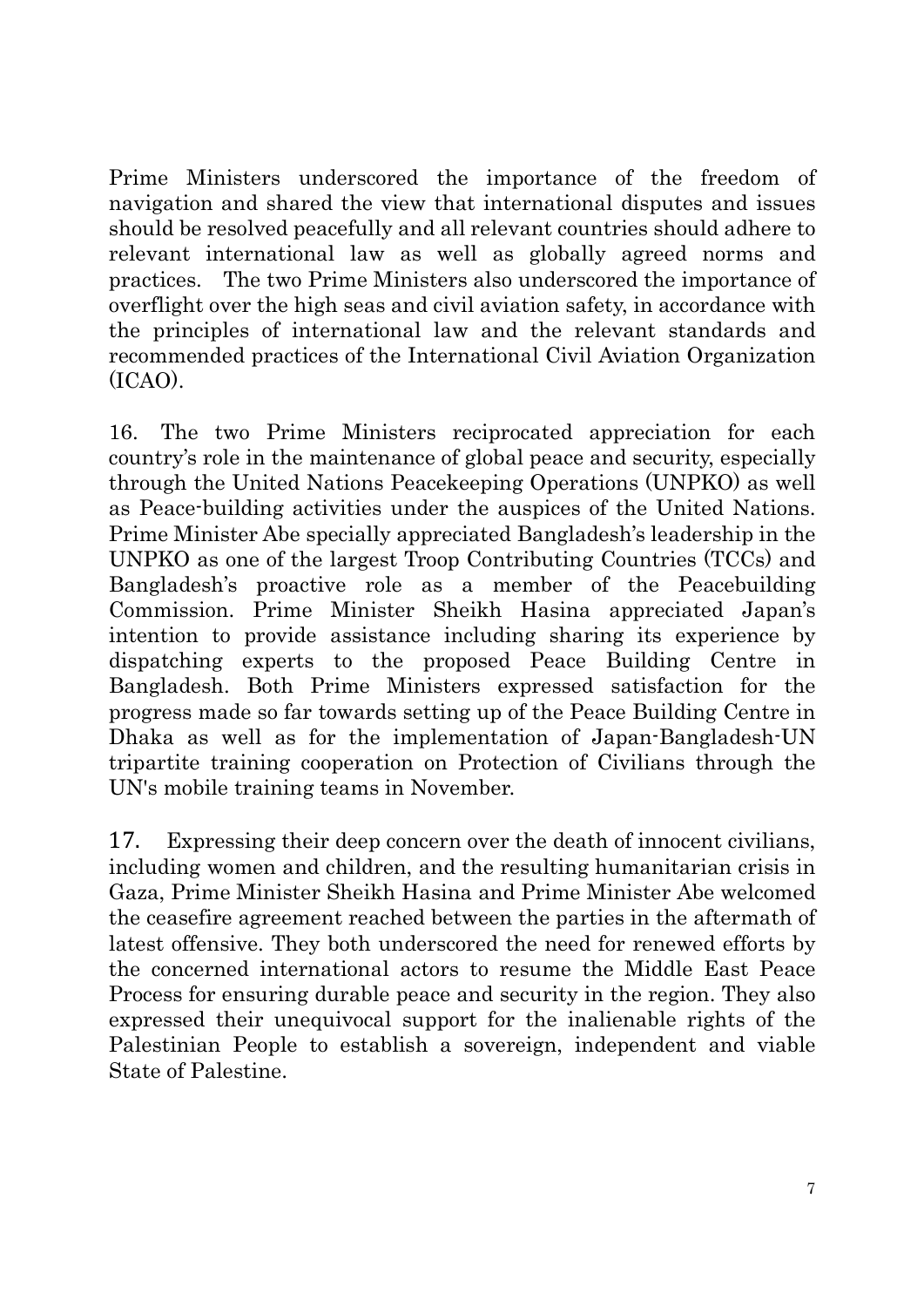Prime Ministers underscored the importance of the freedom of navigation and shared the view that international disputes and issues should be resolved peacefully and all relevant countries should adhere to relevant international law as well as globally agreed norms and practices. The two Prime Ministers also underscored the importance of overflight over the high seas and civil aviation safety, in accordance with the principles of international law and the relevant standards and recommended practices of the International Civil Aviation Organization (ICAO).

16. The two Prime Ministers reciprocated appreciation for each country's role in the maintenance of global peace and security, especially through the United Nations Peacekeeping Operations (UNPKO) as well as Peace-building activities under the auspices of the United Nations. Prime Minister Abe specially appreciated Bangladesh's leadership in the UNPKO as one of the largest Troop Contributing Countries (TCCs) and Bangladesh's proactive role as a member of the Peacebuilding Commission. Prime Minister Sheikh Hasina appreciated Japan's intention to provide assistance including sharing its experience by dispatching experts to the proposed Peace Building Centre in Bangladesh. Both Prime Ministers expressed satisfaction for the progress made so far towards setting up of the Peace Building Centre in Dhaka as well as for the implementation of Japan-Bangladesh-UN tripartite training cooperation on Protection of Civilians through the UN's mobile training teams in November.

17. Expressing their deep concern over the death of innocent civilians, including women and children, and the resulting humanitarian crisis in Gaza, Prime Minister Sheikh Hasina and Prime Minister Abe welcomed the ceasefire agreement reached between the parties in the aftermath of latest offensive. They both underscored the need for renewed efforts by the concerned international actors to resume the Middle East Peace Process for ensuring durable peace and security in the region. They also expressed their unequivocal support for the inalienable rights of the Palestinian People to establish a sovereign, independent and viable State of Palestine.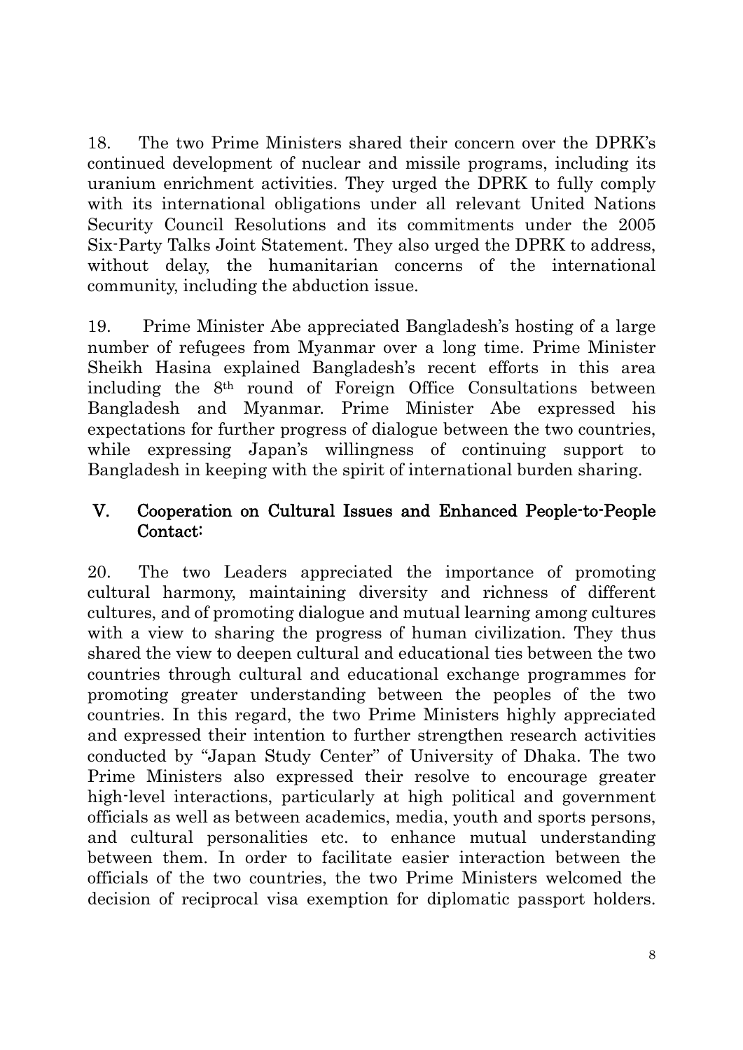18. The two Prime Ministers shared their concern over the DPRK's continued development of nuclear and missile programs, including its uranium enrichment activities. They urged the DPRK to fully comply with its international obligations under all relevant United Nations Security Council Resolutions and its commitments under the 2005 Six-Party Talks Joint Statement. They also urged the DPRK to address, without delay, the humanitarian concerns of the international community, including the abduction issue.

19. Prime Minister Abe appreciated Bangladesh's hosting of a large number of refugees from Myanmar over a long time. Prime Minister Sheikh Hasina explained Bangladesh's recent efforts in this area including the 8th round of Foreign Office Consultations between Bangladesh and Myanmar. Prime Minister Abe expressed his expectations for further progress of dialogue between the two countries, while expressing Japan's willingness of continuing support to Bangladesh in keeping with the spirit of international burden sharing.

## V. Cooperation on Cultural Issues and Enhanced People-to-People Contact:

20. The two Leaders appreciated the importance of promoting cultural harmony, maintaining diversity and richness of different cultures, and of promoting dialogue and mutual learning among cultures with a view to sharing the progress of human civilization. They thus shared the view to deepen cultural and educational ties between the two countries through cultural and educational exchange programmes for promoting greater understanding between the peoples of the two countries. In this regard, the two Prime Ministers highly appreciated and expressed their intention to further strengthen research activities conducted by "Japan Study Center" of University of Dhaka. The two Prime Ministers also expressed their resolve to encourage greater high-level interactions, particularly at high political and government officials as well as between academics, media, youth and sports persons, and cultural personalities etc. to enhance mutual understanding between them. In order to facilitate easier interaction between the officials of the two countries, the two Prime Ministers welcomed the decision of reciprocal visa exemption for diplomatic passport holders.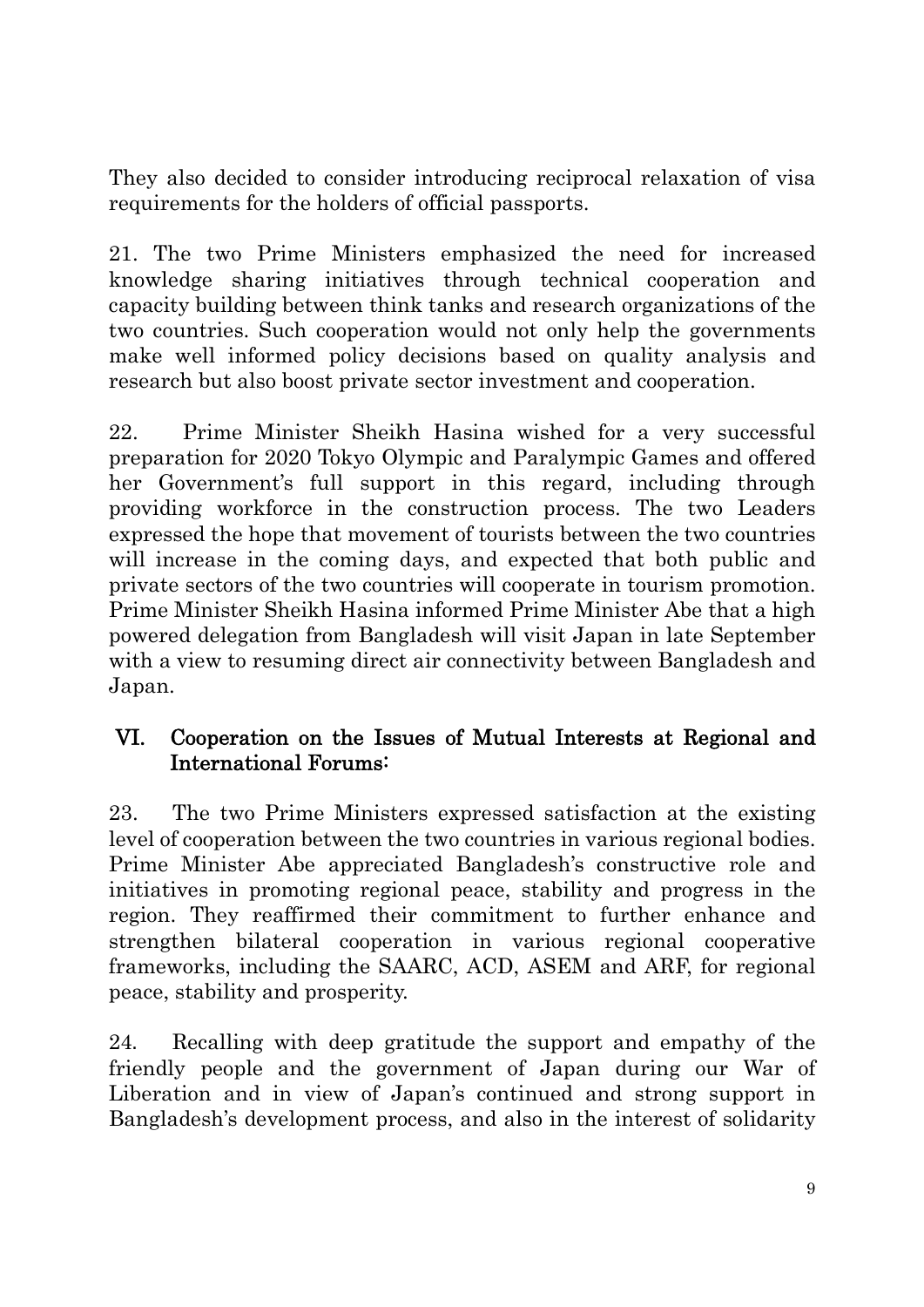They also decided to consider introducing reciprocal relaxation of visa requirements for the holders of official passports.

21. The two Prime Ministers emphasized the need for increased knowledge sharing initiatives through technical cooperation and capacity building between think tanks and research organizations of the two countries. Such cooperation would not only help the governments make well informed policy decisions based on quality analysis and research but also boost private sector investment and cooperation.

22. Prime Minister Sheikh Hasina wished for a very successful preparation for 2020 Tokyo Olympic and Paralympic Games and offered her Government's full support in this regard, including through providing workforce in the construction process. The two Leaders expressed the hope that movement of tourists between the two countries will increase in the coming days, and expected that both public and private sectors of the two countries will cooperate in tourism promotion. Prime Minister Sheikh Hasina informed Prime Minister Abe that a high powered delegation from Bangladesh will visit Japan in late September with a view to resuming direct air connectivity between Bangladesh and Japan.

## VI. Cooperation on the Issues of Mutual Interests at Regional and International Forums:

23. The two Prime Ministers expressed satisfaction at the existing level of cooperation between the two countries in various regional bodies. Prime Minister Abe appreciated Bangladesh's constructive role and initiatives in promoting regional peace, stability and progress in the region. They reaffirmed their commitment to further enhance and strengthen bilateral cooperation in various regional cooperative frameworks, including the SAARC, ACD, ASEM and ARF, for regional peace, stability and prosperity.

24. Recalling with deep gratitude the support and empathy of the friendly people and the government of Japan during our War of Liberation and in view of Japan's continued and strong support in Bangladesh's development process, and also in the interest of solidarity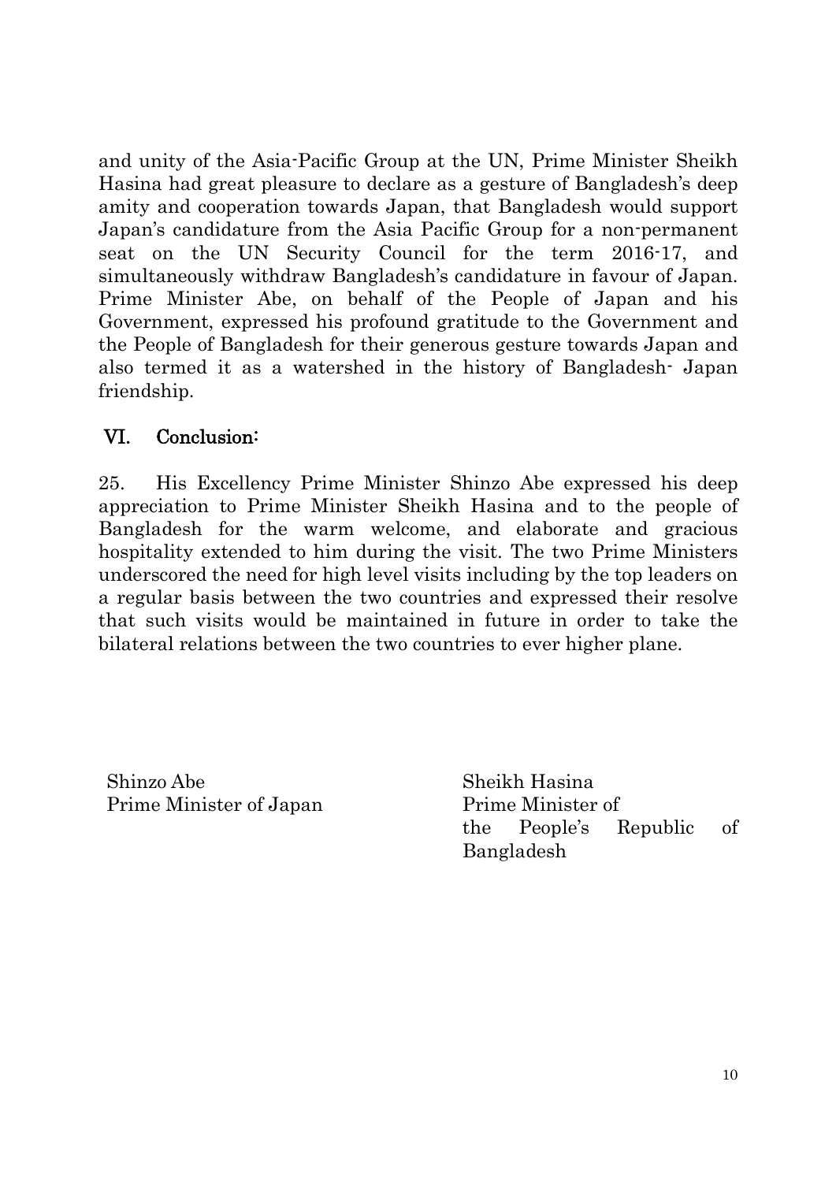and unity of the Asia-Pacific Group at the UN, Prime Minister Sheikh Hasina had great pleasure to declare as a gesture of Bangladesh's deep amity and cooperation towards Japan, that Bangladesh would support Japan's candidature from the Asia Pacific Group for a non-permanent seat on the UN Security Council for the term 2016-17, and simultaneously withdraw Bangladesh's candidature in favour of Japan. Prime Minister Abe, on behalf of the People of Japan and his Government, expressed his profound gratitude to the Government and the People of Bangladesh for their generous gesture towards Japan and also termed it as a watershed in the history of Bangladesh- Japan friendship.

## VI. Conclusion:

25. His Excellency Prime Minister Shinzo Abe expressed his deep appreciation to Prime Minister Sheikh Hasina and to the people of Bangladesh for the warm welcome, and elaborate and gracious hospitality extended to him during the visit. The two Prime Ministers underscored the need for high level visits including by the top leaders on a regular basis between the two countries and expressed their resolve that such visits would be maintained in future in order to take the bilateral relations between the two countries to ever higher plane.

Shinzo Abe
Prime Minister of Japan

Sheikh Hasina
Prime Minister of the People's Republic of Bangladesh